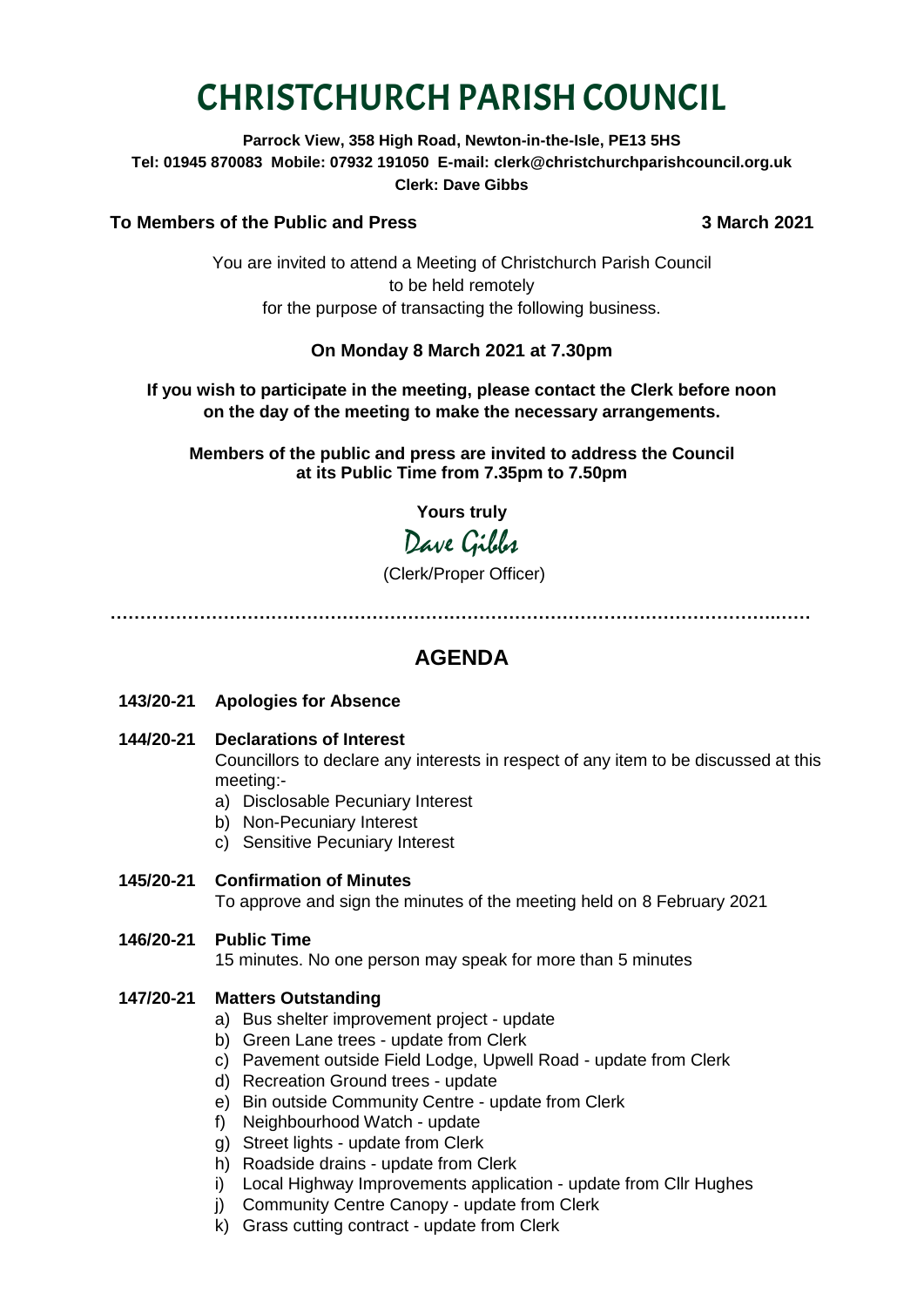# CHRISTCHURCH PARISH COUNCIL

**Parrock View, 358 High Road, Newton-in-the-Isle, PE13 5HS**
**Tel: 01945 870083 Mobile: 07932 191050 E-mail: clerk@christchurchparishcouncil.org.uk**
**Clerk: Dave Gibbs**

**To Members of the Public and Press** **3 March 2021**

You are invited to attend a Meeting of Christchurch Parish Council
to be held remotely
for the purpose of transacting the following business.

**On Monday 8 March 2021 at 7.30pm**

**If you wish to participate in the meeting, please contact the Clerk before noon on the day of the meeting to make the necessary arrangements.**

**Members of the public and press are invited to address the Council at its Public Time from 7.35pm to 7.50pm**

**Yours truly**

Dave Gibbs

(Clerk/Proper Officer)

…………………………………………………………………………………………………

## AGENDA

**143/20-21 Apologies for Absence**

**144/20-21 Declarations of Interest**

Councillors to declare any interests in respect of any item to be discussed at this meeting:-

a) Disclosable Pecuniary Interest
b) Non-Pecuniary Interest
c) Sensitive Pecuniary Interest

**145/20-21 Confirmation of Minutes**

To approve and sign the minutes of the meeting held on 8 February 2021

**146/20-21 Public Time**

15 minutes. No one person may speak for more than 5 minutes

**147/20-21 Matters Outstanding**

a) Bus shelter improvement project - update
b) Green Lane trees - update from Clerk
c) Pavement outside Field Lodge, Upwell Road - update from Clerk
d) Recreation Ground trees - update
e) Bin outside Community Centre - update from Clerk
f) Neighbourhood Watch - update
g) Street lights - update from Clerk
h) Roadside drains - update from Clerk
i) Local Highway Improvements application - update from Cllr Hughes
j) Community Centre Canopy - update from Clerk
k) Grass cutting contract - update from Clerk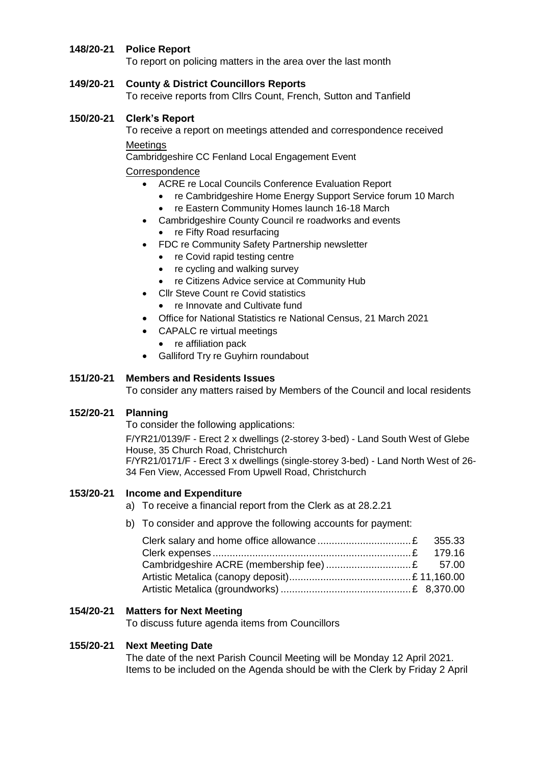**148/20-21 Police Report**

To report on policing matters in the area over the last month

**149/20-21 County & District Councillors Reports**

To receive reports from Cllrs Count, French, Sutton and Tanfield

**150/20-21 Clerk's Report**

To receive a report on meetings attended and correspondence received

Meetings

Cambridgeshire CC Fenland Local Engagement Event

Correspondence

- ACRE re Local Councils Conference Evaluation Report
  - re Cambridgeshire Home Energy Support Service forum 10 March
  - re Eastern Community Homes launch 16-18 March
- Cambridgeshire County Council re roadworks and events
  - re Fifty Road resurfacing
- FDC re Community Safety Partnership newsletter
  - re Covid rapid testing centre
  - re cycling and walking survey
  - re Citizens Advice service at Community Hub
- Cllr Steve Count re Covid statistics
  - re Innovate and Cultivate fund
- Office for National Statistics re National Census, 21 March 2021
- CAPALC re virtual meetings
  - re affiliation pack
- Galliford Try re Guyhirn roundabout

**151/20-21 Members and Residents Issues**

To consider any matters raised by Members of the Council and local residents

**152/20-21 Planning**

To consider the following applications:

F/YR21/0139/F - Erect 2 x dwellings (2-storey 3-bed) - Land South West of Glebe House, 35 Church Road, Christchurch

F/YR21/0171/F - Erect 3 x dwellings (single-storey 3-bed) - Land North West of 26-34 Fen View, Accessed From Upwell Road, Christchurch

**153/20-21 Income and Expenditure**

a) To receive a financial report from the Clerk as at 28.2.21

b) To consider and approve the following accounts for payment:

| | |
|---|---|
| Clerk salary and home office allowance | £ 355.33 |
| Clerk expenses | £ 179.16 |
| Cambridgeshire ACRE (membership fee) | £ 57.00 |
| Artistic Metalica (canopy deposit) | £ 11,160.00 |
| Artistic Metalica (groundworks) | £ 8,370.00 |

**154/20-21 Matters for Next Meeting**

To discuss future agenda items from Councillors

**155/20-21 Next Meeting Date**

The date of the next Parish Council Meeting will be Monday 12 April 2021. Items to be included on the Agenda should be with the Clerk by Friday 2 April